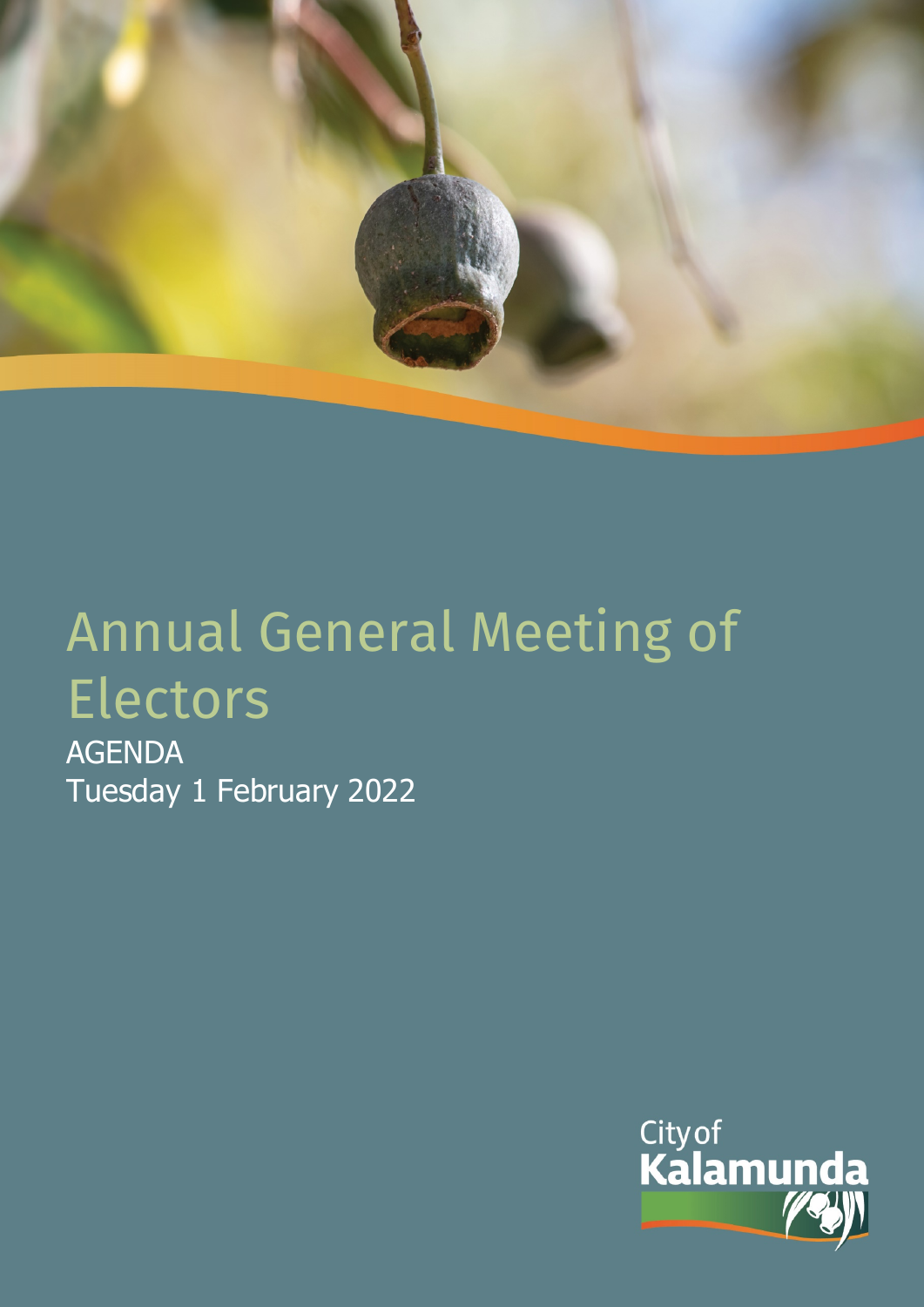# Annual General Meeting of Electors

AGENDA

Tuesday 1 February 2022

City of Kalamunda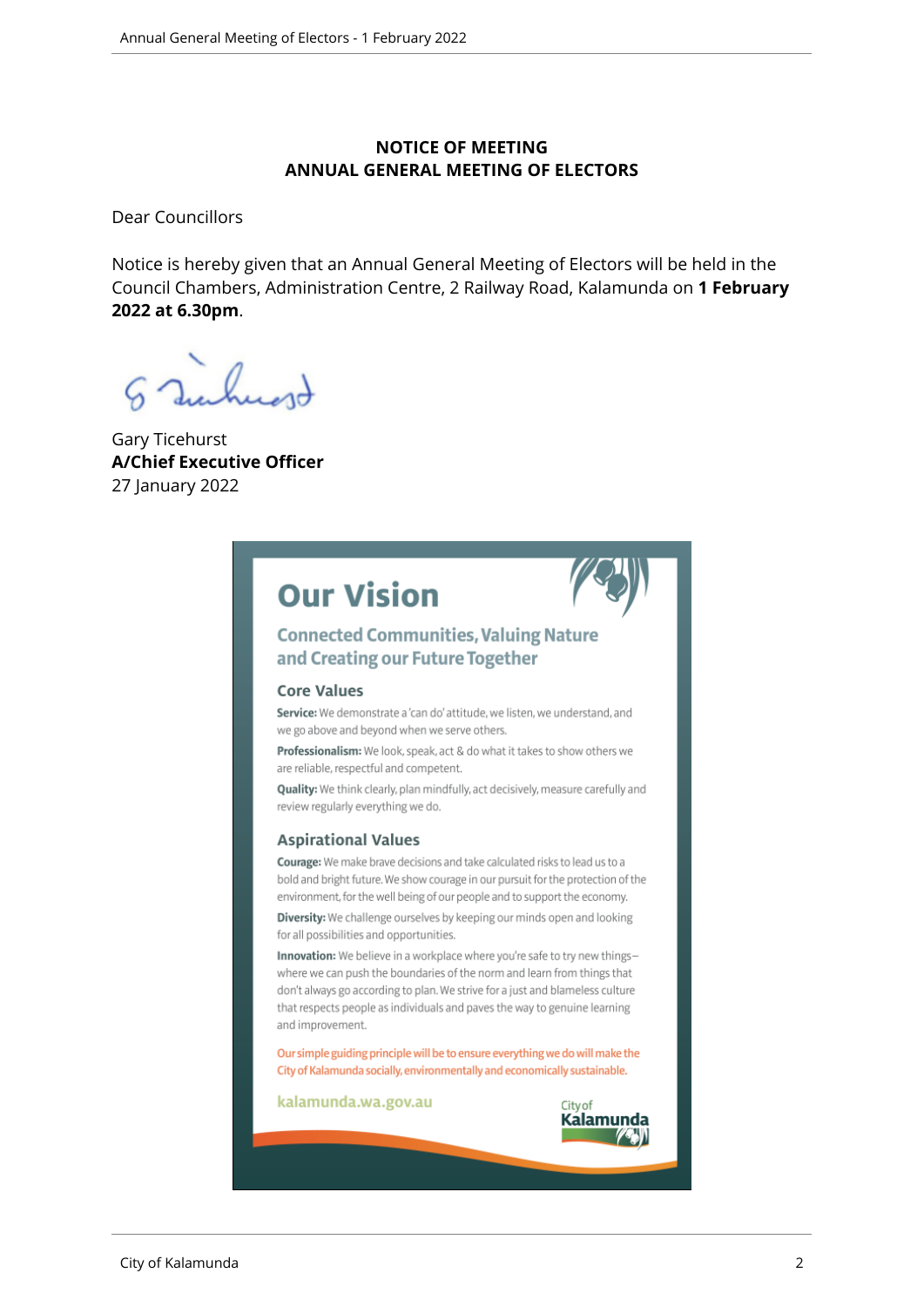**NOTICE OF MEETING**
**ANNUAL GENERAL MEETING OF ELECTORS**

Dear Councillors

Notice is hereby given that an Annual General Meeting of Electors will be held in the Council Chambers, Administration Centre, 2 Railway Road, Kalamunda on **1 February 2022 at 6.30pm**.

Gary Ticehurst
**A/Chief Executive Officer**
27 January 2022

# Our Vision

## Connected Communities, Valuing Nature and Creating our Future Together

### Core Values

**Service:** We demonstrate a 'can do' attitude, we listen, we understand, and we go above and beyond when we serve others.

**Professionalism:** We look, speak, act & do what it takes to show others we are reliable, respectful and competent.

**Quality:** We think clearly, plan mindfully, act decisively, measure carefully and review regularly everything we do.

### Aspirational Values

**Courage:** We make brave decisions and take calculated risks to lead us to a bold and bright future. We show courage in our pursuit for the protection of the environment, for the well being of our people and to support the economy.

**Diversity:** We challenge ourselves by keeping our minds open and looking for all possibilities and opportunities.

**Innovation:** We believe in a workplace where you're safe to try new things – where we can push the boundaries of the norm and learn from things that don't always go according to plan. We strive for a just and blameless culture that respects people as individuals and paves the way to genuine learning and improvement.

Our simple guiding principle will be to ensure everything we do will make the City of Kalamunda socially, environmentally and economically sustainable.

kalamunda.wa.gov.au

City of Kalamunda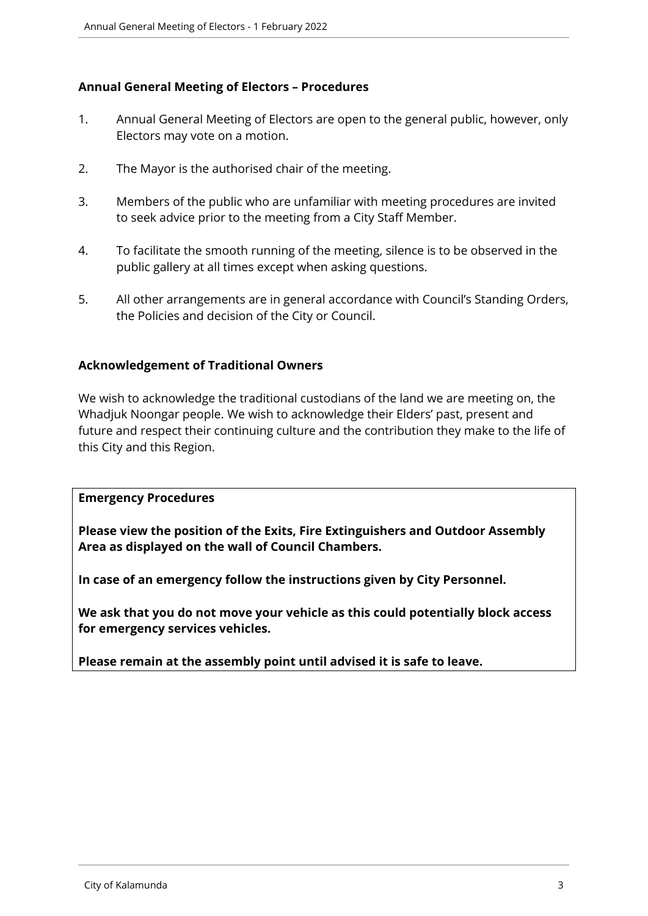**Annual General Meeting of Electors – Procedures**

1. Annual General Meeting of Electors are open to the general public, however, only Electors may vote on a motion.
2. The Mayor is the authorised chair of the meeting.
3. Members of the public who are unfamiliar with meeting procedures are invited to seek advice prior to the meeting from a City Staff Member.
4. To facilitate the smooth running of the meeting, silence is to be observed in the public gallery at all times except when asking questions.
5. All other arrangements are in general accordance with Council's Standing Orders, the Policies and decision of the City or Council.

**Acknowledgement of Traditional Owners**

We wish to acknowledge the traditional custodians of the land we are meeting on, the Whadjuk Noongar people. We wish to acknowledge their Elders' past, present and future and respect their continuing culture and the contribution they make to the life of this City and this Region.

**Emergency Procedures**

**Please view the position of the Exits, Fire Extinguishers and Outdoor Assembly Area as displayed on the wall of Council Chambers.**

**In case of an emergency follow the instructions given by City Personnel.**

**We ask that you do not move your vehicle as this could potentially block access for emergency services vehicles.**

**Please remain at the assembly point until advised it is safe to leave.**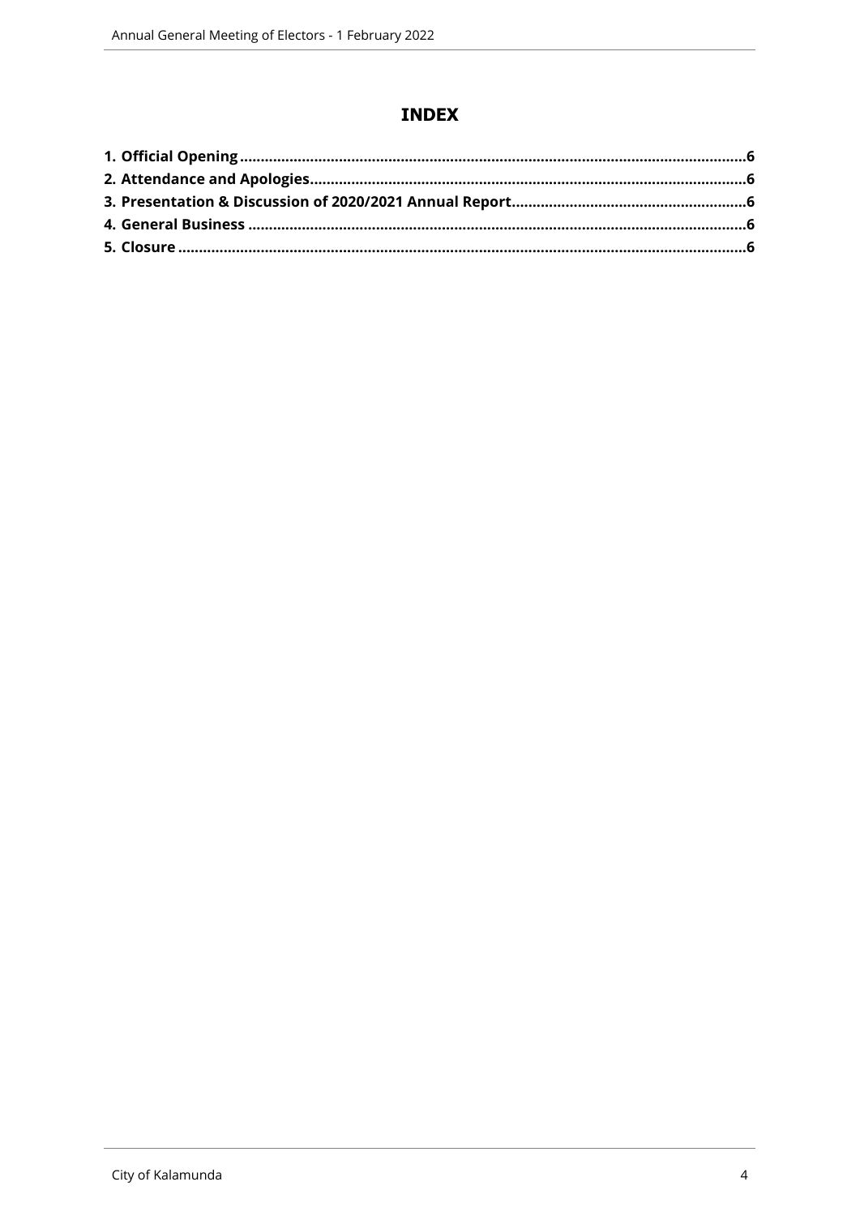# INDEX

**1. Official Opening .......................................................................................................................6**
**2. Attendance and Apologies........................................................................................................6**
**3. Presentation & Discussion of 2020/2021 Annual Report........................................................6**
**4. General Business ......................................................................................................................6**
**5. Closure ......................................................................................................................................6**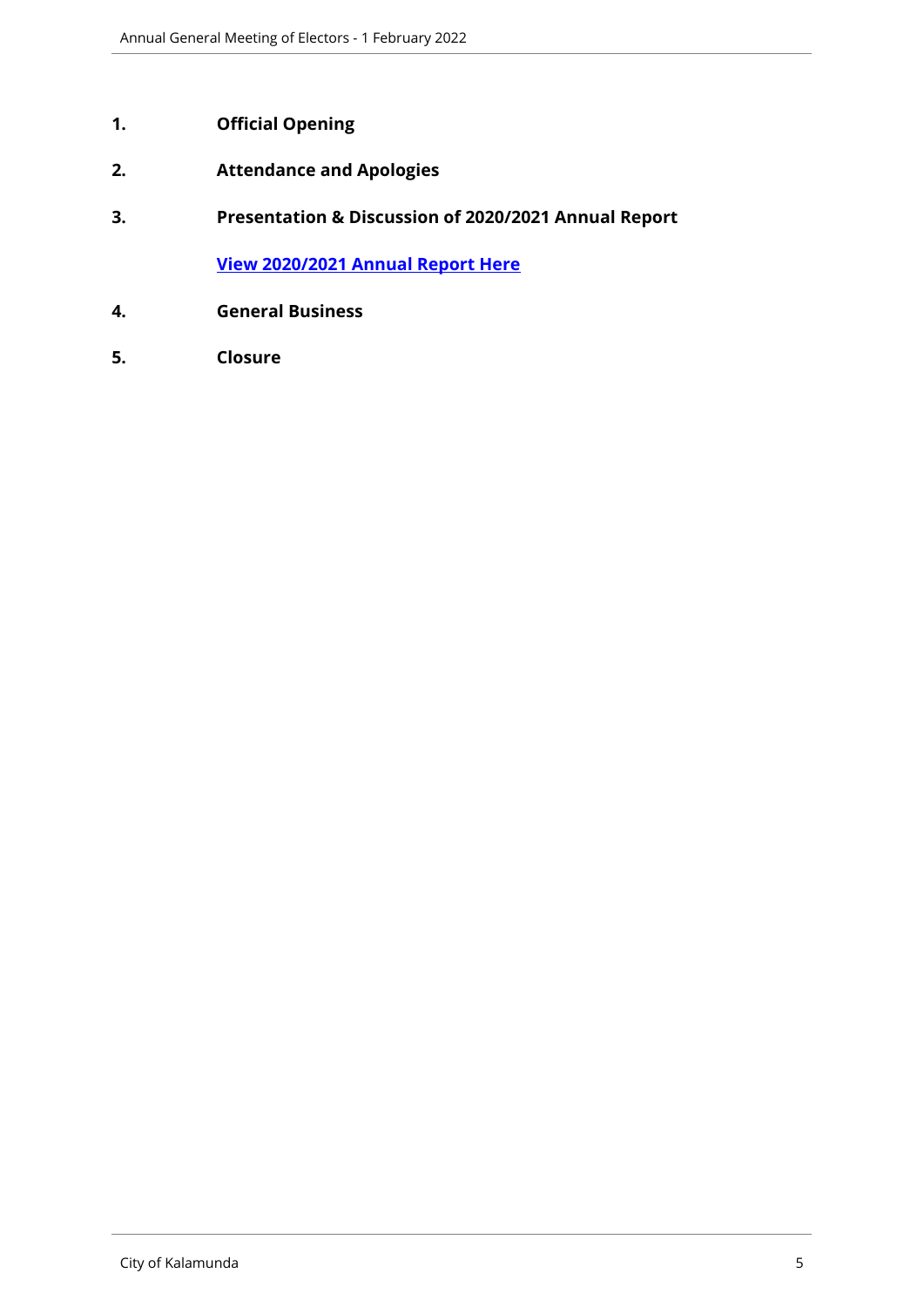## 1. Official Opening

## 2. Attendance and Apologies

## 3. Presentation & Discussion of 2020/2021 Annual Report

**View 2020/2021 Annual Report Here**

## 4. General Business

## 5. Closure